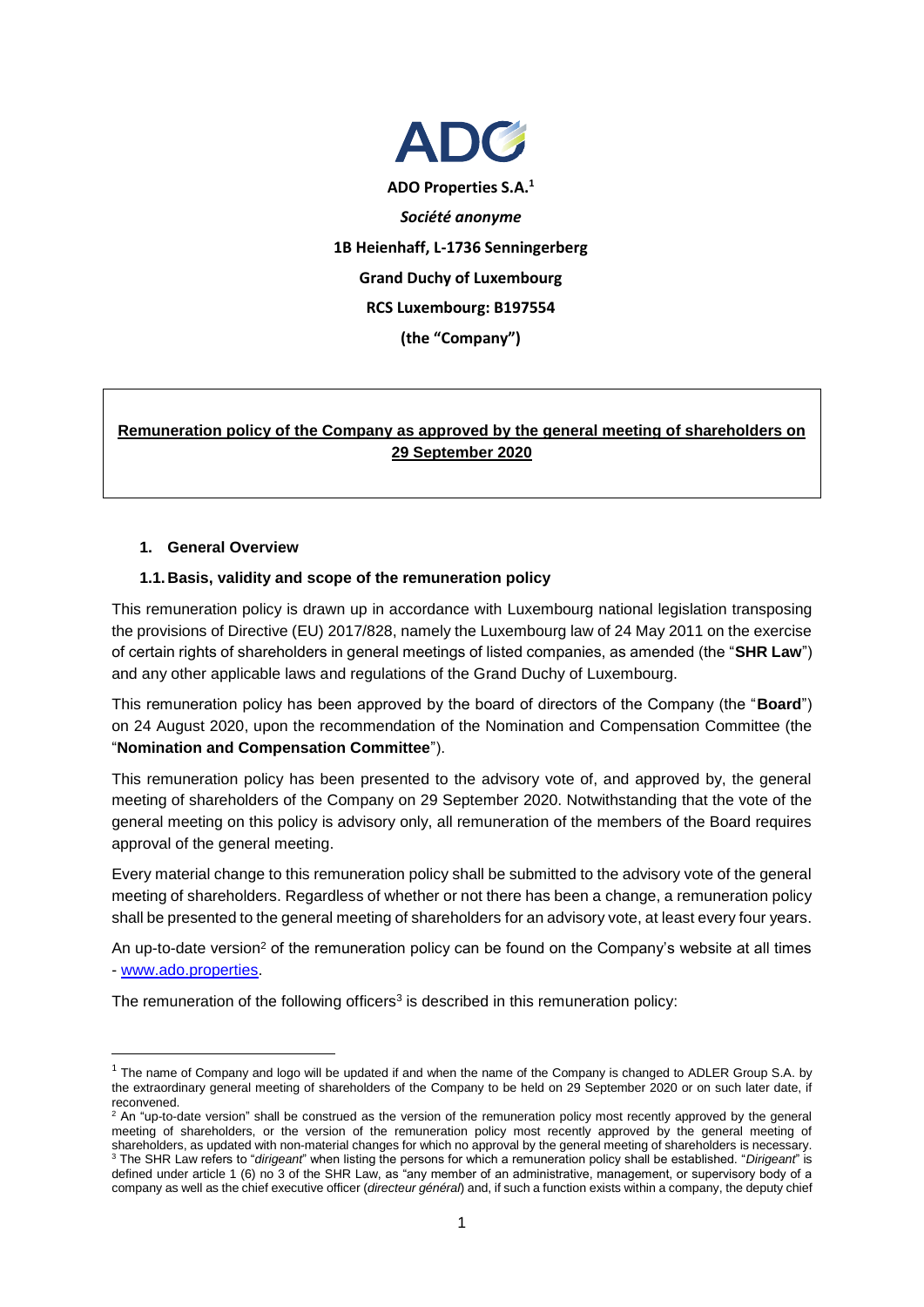**ADO Properties S.A.**[1]

***Société anonyme***

**1B Heienhaff, L-1736 Senningerberg**

**Grand Duchy of Luxembourg**

**RCS Luxembourg: B197554**

**(the "Company")**

**Remuneration policy of the Company as approved by the general meeting of shareholders on 29 September 2020**

## 1. General Overview

### 1.1. Basis, validity and scope of the remuneration policy

This remuneration policy is drawn up in accordance with Luxembourg national legislation transposing the provisions of Directive (EU) 2017/828, namely the Luxembourg law of 24 May 2011 on the exercise of certain rights of shareholders in general meetings of listed companies, as amended (the "**SHR Law**") and any other applicable laws and regulations of the Grand Duchy of Luxembourg.

This remuneration policy has been approved by the board of directors of the Company (the "**Board**") on 24 August 2020, upon the recommendation of the Nomination and Compensation Committee (the "**Nomination and Compensation Committee**").

This remuneration policy has been presented to the advisory vote of, and approved by, the general meeting of shareholders of the Company on 29 September 2020. Notwithstanding that the vote of the general meeting on this policy is advisory only, all remuneration of the members of the Board requires approval of the general meeting.

Every material change to this remuneration policy shall be submitted to the advisory vote of the general meeting of shareholders. Regardless of whether or not there has been a change, a remuneration policy shall be presented to the general meeting of shareholders for an advisory vote, at least every four years.

An up-to-date version[2] of the remuneration policy can be found on the Company's website at all times - www.ado.properties.

The remuneration of the following officers[3] is described in this remuneration policy:

---

[1] The name of Company and logo will be updated if and when the name of the Company is changed to ADLER Group S.A. by the extraordinary general meeting of shareholders of the Company to be held on 29 September 2020 or on such later date, if reconvened.

[2] An "up-to-date version" shall be construed as the version of the remuneration policy most recently approved by the general meeting of shareholders, or the version of the remuneration policy most recently approved by the general meeting of shareholders, as updated with non-material changes for which no approval by the general meeting of shareholders is necessary.

[3] The SHR Law refers to "*dirigeant*" when listing the persons for which a remuneration policy shall be established. "*Dirigeant*" is defined under article 1 (6) no 3 of the SHR Law, as "any member of an administrative, management, or supervisory body of a company as well as the chief executive officer (*directeur général*) and, if such a function exists within a company, the deputy chief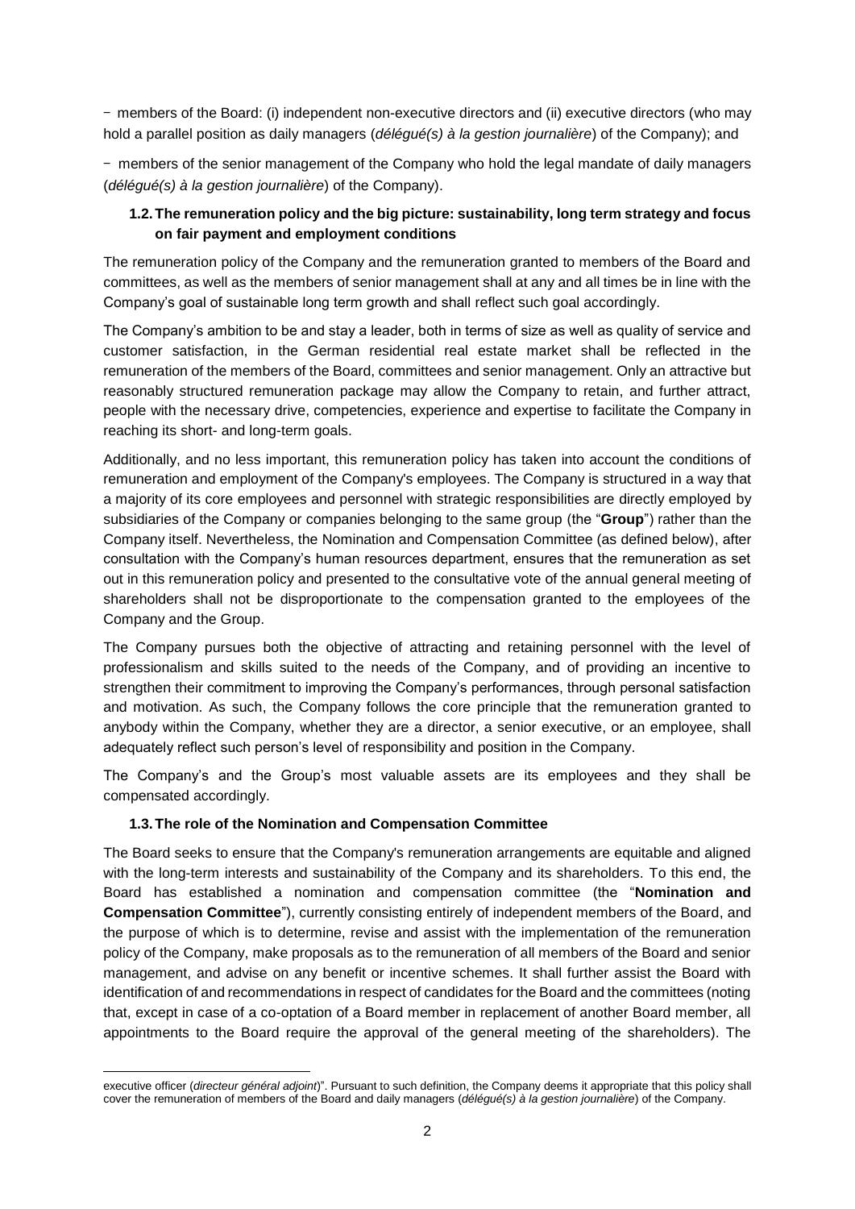- members of the Board: (i) independent non-executive directors and (ii) executive directors (who may hold a parallel position as daily managers (*délégué(s) à la gestion journalière*) of the Company); and

- members of the senior management of the Company who hold the legal mandate of daily managers (*délégué(s) à la gestion journalière*) of the Company).

### 1.2. The remuneration policy and the big picture: sustainability, long term strategy and focus on fair payment and employment conditions

The remuneration policy of the Company and the remuneration granted to members of the Board and committees, as well as the members of senior management shall at any and all times be in line with the Company's goal of sustainable long term growth and shall reflect such goal accordingly.

The Company's ambition to be and stay a leader, both in terms of size as well as quality of service and customer satisfaction, in the German residential real estate market shall be reflected in the remuneration of the members of the Board, committees and senior management. Only an attractive but reasonably structured remuneration package may allow the Company to retain, and further attract, people with the necessary drive, competencies, experience and expertise to facilitate the Company in reaching its short- and long-term goals.

Additionally, and no less important, this remuneration policy has taken into account the conditions of remuneration and employment of the Company's employees. The Company is structured in a way that a majority of its core employees and personnel with strategic responsibilities are directly employed by subsidiaries of the Company or companies belonging to the same group (the "**Group**") rather than the Company itself. Nevertheless, the Nomination and Compensation Committee (as defined below), after consultation with the Company's human resources department, ensures that the remuneration as set out in this remuneration policy and presented to the consultative vote of the annual general meeting of shareholders shall not be disproportionate to the compensation granted to the employees of the Company and the Group.

The Company pursues both the objective of attracting and retaining personnel with the level of professionalism and skills suited to the needs of the Company, and of providing an incentive to strengthen their commitment to improving the Company's performances, through personal satisfaction and motivation. As such, the Company follows the core principle that the remuneration granted to anybody within the Company, whether they are a director, a senior executive, or an employee, shall adequately reflect such person's level of responsibility and position in the Company.

The Company's and the Group's most valuable assets are its employees and they shall be compensated accordingly.

### 1.3. The role of the Nomination and Compensation Committee

The Board seeks to ensure that the Company's remuneration arrangements are equitable and aligned with the long-term interests and sustainability of the Company and its shareholders. To this end, the Board has established a nomination and compensation committee (the "**Nomination and Compensation Committee**"), currently consisting entirely of independent members of the Board, and the purpose of which is to determine, revise and assist with the implementation of the remuneration policy of the Company, make proposals as to the remuneration of all members of the Board and senior management, and advise on any benefit or incentive schemes. It shall further assist the Board with identification of and recommendations in respect of candidates for the Board and the committees (noting that, except in case of a co-optation of a Board member in replacement of another Board member, all appointments to the Board require the approval of the general meeting of the shareholders). The

---

executive officer (*directeur général adjoint*)". Pursuant to such definition, the Company deems it appropriate that this policy shall cover the remuneration of members of the Board and daily managers (*délégué(s) à la gestion journalière*) of the Company.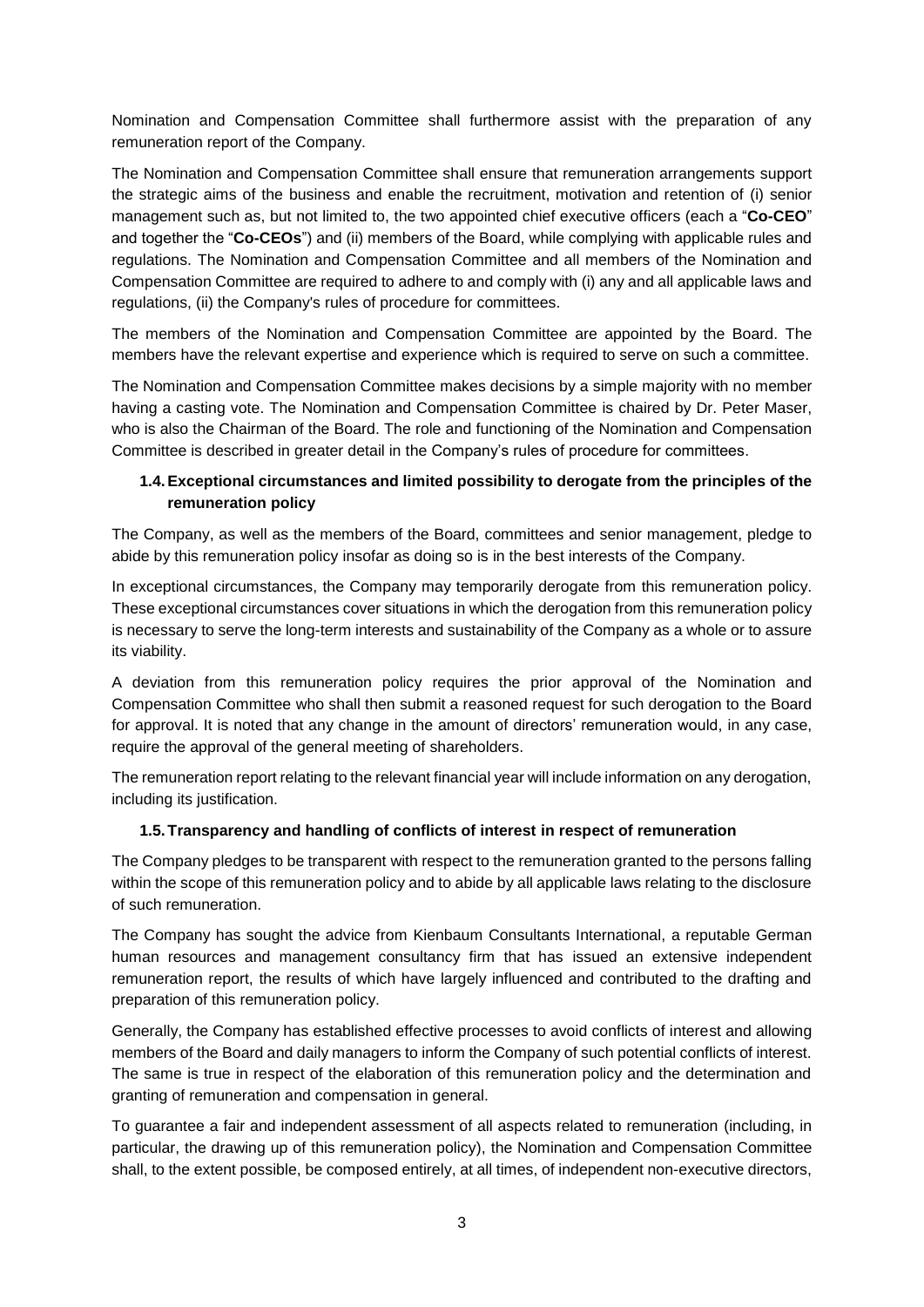Nomination and Compensation Committee shall furthermore assist with the preparation of any remuneration report of the Company.

The Nomination and Compensation Committee shall ensure that remuneration arrangements support the strategic aims of the business and enable the recruitment, motivation and retention of (i) senior management such as, but not limited to, the two appointed chief executive officers (each a "**Co-CEO**" and together the "**Co-CEOs**") and (ii) members of the Board, while complying with applicable rules and regulations. The Nomination and Compensation Committee and all members of the Nomination and Compensation Committee are required to adhere to and comply with (i) any and all applicable laws and regulations, (ii) the Company's rules of procedure for committees.

The members of the Nomination and Compensation Committee are appointed by the Board. The members have the relevant expertise and experience which is required to serve on such a committee.

The Nomination and Compensation Committee makes decisions by a simple majority with no member having a casting vote. The Nomination and Compensation Committee is chaired by Dr. Peter Maser, who is also the Chairman of the Board. The role and functioning of the Nomination and Compensation Committee is described in greater detail in the Company's rules of procedure for committees.

### 1.4. Exceptional circumstances and limited possibility to derogate from the principles of the remuneration policy

The Company, as well as the members of the Board, committees and senior management, pledge to abide by this remuneration policy insofar as doing so is in the best interests of the Company.

In exceptional circumstances, the Company may temporarily derogate from this remuneration policy. These exceptional circumstances cover situations in which the derogation from this remuneration policy is necessary to serve the long-term interests and sustainability of the Company as a whole or to assure its viability.

A deviation from this remuneration policy requires the prior approval of the Nomination and Compensation Committee who shall then submit a reasoned request for such derogation to the Board for approval. It is noted that any change in the amount of directors' remuneration would, in any case, require the approval of the general meeting of shareholders.

The remuneration report relating to the relevant financial year will include information on any derogation, including its justification.

### 1.5. Transparency and handling of conflicts of interest in respect of remuneration

The Company pledges to be transparent with respect to the remuneration granted to the persons falling within the scope of this remuneration policy and to abide by all applicable laws relating to the disclosure of such remuneration.

The Company has sought the advice from Kienbaum Consultants International, a reputable German human resources and management consultancy firm that has issued an extensive independent remuneration report, the results of which have largely influenced and contributed to the drafting and preparation of this remuneration policy.

Generally, the Company has established effective processes to avoid conflicts of interest and allowing members of the Board and daily managers to inform the Company of such potential conflicts of interest. The same is true in respect of the elaboration of this remuneration policy and the determination and granting of remuneration and compensation in general.

To guarantee a fair and independent assessment of all aspects related to remuneration (including, in particular, the drawing up of this remuneration policy), the Nomination and Compensation Committee shall, to the extent possible, be composed entirely, at all times, of independent non-executive directors,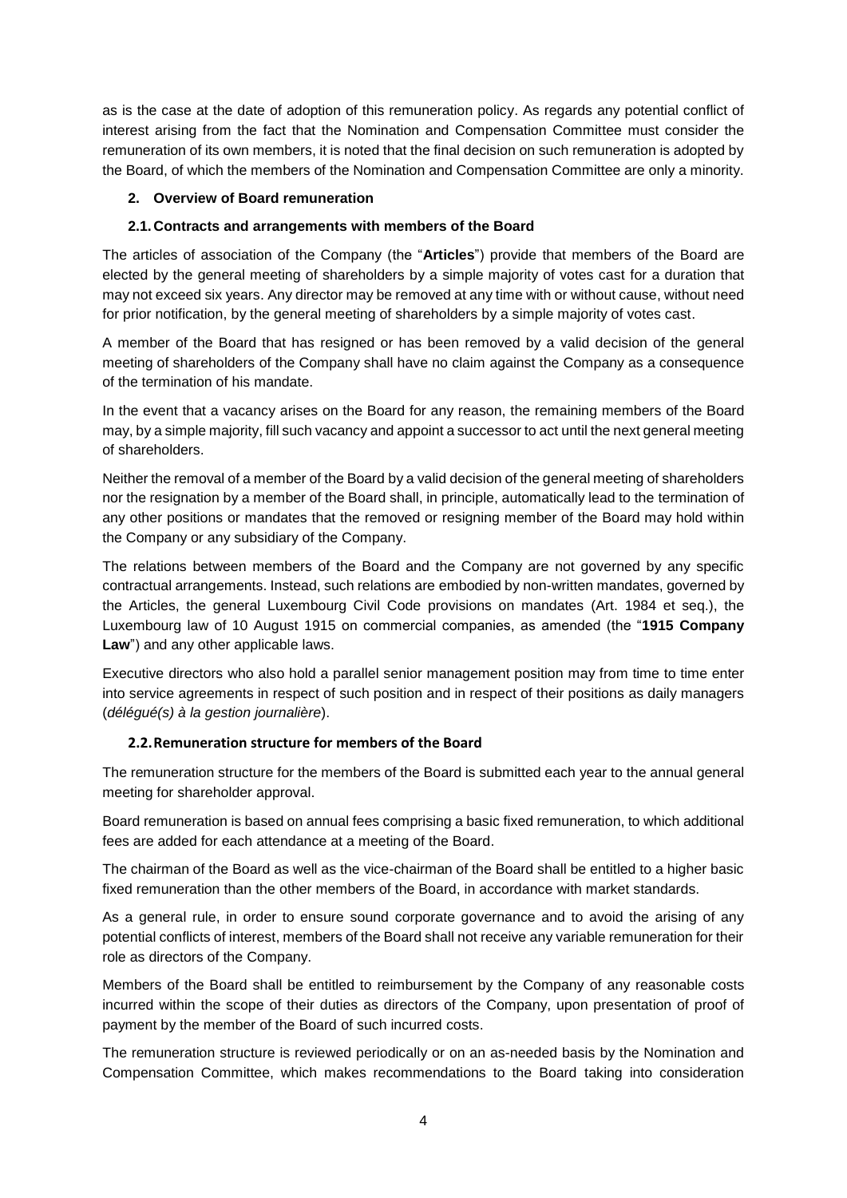as is the case at the date of adoption of this remuneration policy. As regards any potential conflict of interest arising from the fact that the Nomination and Compensation Committee must consider the remuneration of its own members, it is noted that the final decision on such remuneration is adopted by the Board, of which the members of the Nomination and Compensation Committee are only a minority.

## 2. Overview of Board remuneration

### 2.1. Contracts and arrangements with members of the Board

The articles of association of the Company (the "**Articles**") provide that members of the Board are elected by the general meeting of shareholders by a simple majority of votes cast for a duration that may not exceed six years. Any director may be removed at any time with or without cause, without need for prior notification, by the general meeting of shareholders by a simple majority of votes cast.

A member of the Board that has resigned or has been removed by a valid decision of the general meeting of shareholders of the Company shall have no claim against the Company as a consequence of the termination of his mandate.

In the event that a vacancy arises on the Board for any reason, the remaining members of the Board may, by a simple majority, fill such vacancy and appoint a successor to act until the next general meeting of shareholders.

Neither the removal of a member of the Board by a valid decision of the general meeting of shareholders nor the resignation by a member of the Board shall, in principle, automatically lead to the termination of any other positions or mandates that the removed or resigning member of the Board may hold within the Company or any subsidiary of the Company.

The relations between members of the Board and the Company are not governed by any specific contractual arrangements. Instead, such relations are embodied by non-written mandates, governed by the Articles, the general Luxembourg Civil Code provisions on mandates (Art. 1984 et seq.), the Luxembourg law of 10 August 1915 on commercial companies, as amended (the "**1915 Company Law**") and any other applicable laws.

Executive directors who also hold a parallel senior management position may from time to time enter into service agreements in respect of such position and in respect of their positions as daily managers (*délégué(s) à la gestion journalière*).

### 2.2. Remuneration structure for members of the Board

The remuneration structure for the members of the Board is submitted each year to the annual general meeting for shareholder approval.

Board remuneration is based on annual fees comprising a basic fixed remuneration, to which additional fees are added for each attendance at a meeting of the Board.

The chairman of the Board as well as the vice-chairman of the Board shall be entitled to a higher basic fixed remuneration than the other members of the Board, in accordance with market standards.

As a general rule, in order to ensure sound corporate governance and to avoid the arising of any potential conflicts of interest, members of the Board shall not receive any variable remuneration for their role as directors of the Company.

Members of the Board shall be entitled to reimbursement by the Company of any reasonable costs incurred within the scope of their duties as directors of the Company, upon presentation of proof of payment by the member of the Board of such incurred costs.

The remuneration structure is reviewed periodically or on an as-needed basis by the Nomination and Compensation Committee, which makes recommendations to the Board taking into consideration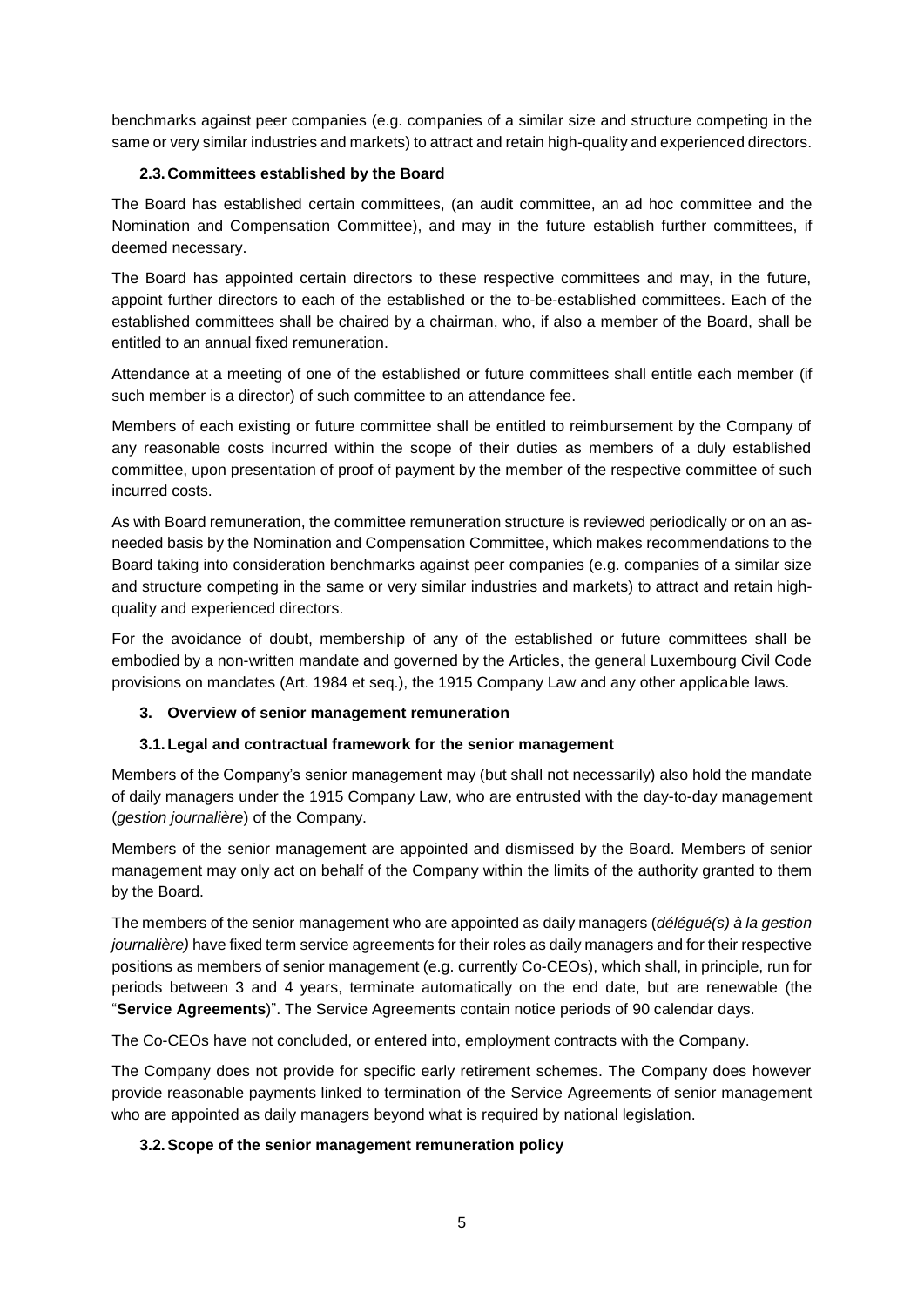benchmarks against peer companies (e.g. companies of a similar size and structure competing in the same or very similar industries and markets) to attract and retain high-quality and experienced directors.

### 2.3. Committees established by the Board

The Board has established certain committees, (an audit committee, an ad hoc committee and the Nomination and Compensation Committee), and may in the future establish further committees, if deemed necessary.

The Board has appointed certain directors to these respective committees and may, in the future, appoint further directors to each of the established or the to-be-established committees. Each of the established committees shall be chaired by a chairman, who, if also a member of the Board, shall be entitled to an annual fixed remuneration.

Attendance at a meeting of one of the established or future committees shall entitle each member (if such member is a director) of such committee to an attendance fee.

Members of each existing or future committee shall be entitled to reimbursement by the Company of any reasonable costs incurred within the scope of their duties as members of a duly established committee, upon presentation of proof of payment by the member of the respective committee of such incurred costs.

As with Board remuneration, the committee remuneration structure is reviewed periodically or on an as-needed basis by the Nomination and Compensation Committee, which makes recommendations to the Board taking into consideration benchmarks against peer companies (e.g. companies of a similar size and structure competing in the same or very similar industries and markets) to attract and retain high-quality and experienced directors.

For the avoidance of doubt, membership of any of the established or future committees shall be embodied by a non-written mandate and governed by the Articles, the general Luxembourg Civil Code provisions on mandates (Art. 1984 et seq.), the 1915 Company Law and any other applicable laws.

## 3. Overview of senior management remuneration

### 3.1. Legal and contractual framework for the senior management

Members of the Company's senior management may (but shall not necessarily) also hold the mandate of daily managers under the 1915 Company Law, who are entrusted with the day-to-day management (*gestion journalière*) of the Company.

Members of the senior management are appointed and dismissed by the Board. Members of senior management may only act on behalf of the Company within the limits of the authority granted to them by the Board.

The members of the senior management who are appointed as daily managers (*délégué(s) à la gestion journalière)* have fixed term service agreements for their roles as daily managers and for their respective positions as members of senior management (e.g. currently Co-CEOs), which shall, in principle, run for periods between 3 and 4 years, terminate automatically on the end date, but are renewable (the "**Service Agreements**)". The Service Agreements contain notice periods of 90 calendar days.

The Co-CEOs have not concluded, or entered into, employment contracts with the Company.

The Company does not provide for specific early retirement schemes. The Company does however provide reasonable payments linked to termination of the Service Agreements of senior management who are appointed as daily managers beyond what is required by national legislation.

### 3.2. Scope of the senior management remuneration policy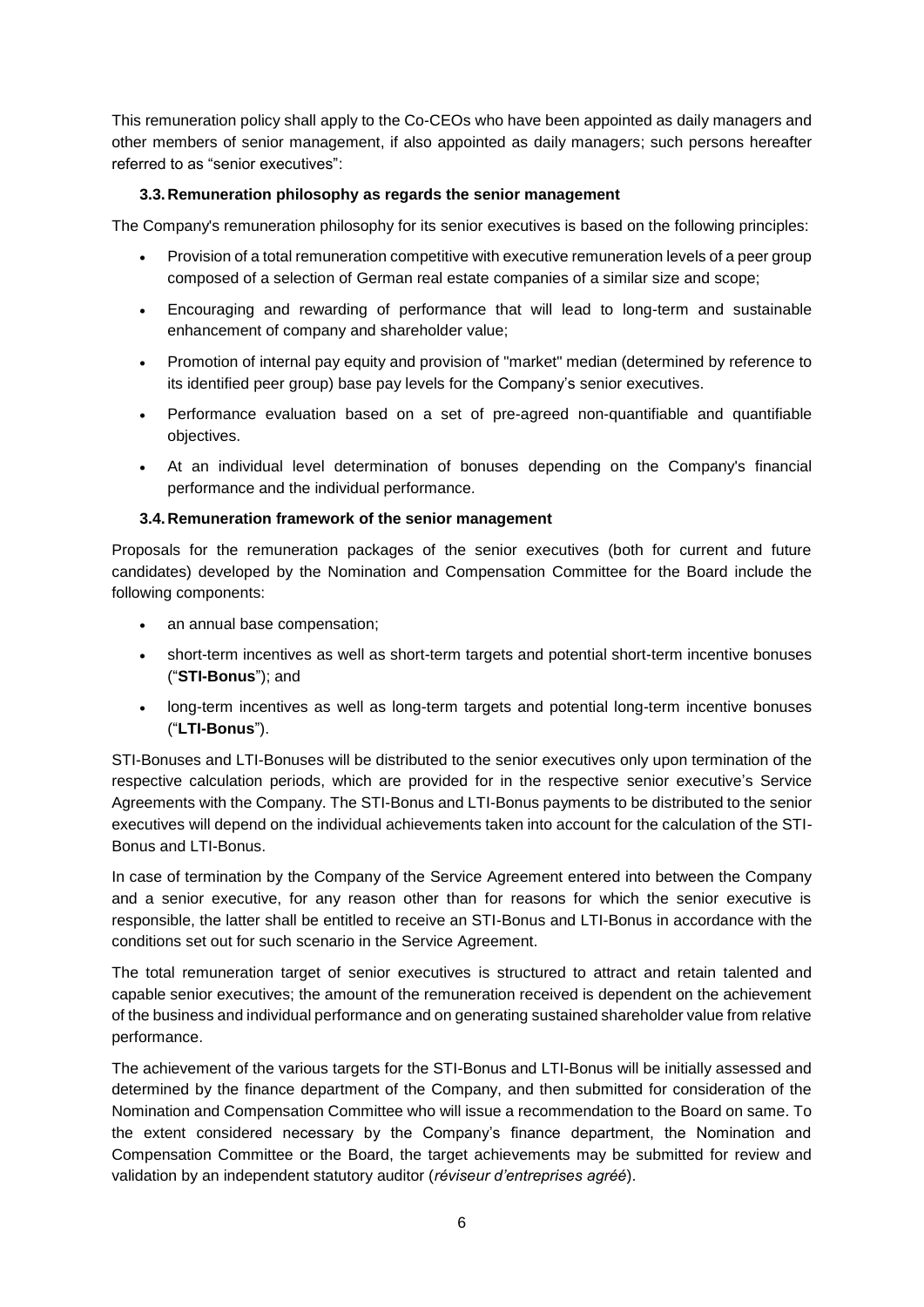This remuneration policy shall apply to the Co-CEOs who have been appointed as daily managers and other members of senior management, if also appointed as daily managers; such persons hereafter referred to as "senior executives":

### 3.3. Remuneration philosophy as regards the senior management

The Company's remuneration philosophy for its senior executives is based on the following principles:

- Provision of a total remuneration competitive with executive remuneration levels of a peer group composed of a selection of German real estate companies of a similar size and scope;
- Encouraging and rewarding of performance that will lead to long-term and sustainable enhancement of company and shareholder value;
- Promotion of internal pay equity and provision of "market" median (determined by reference to its identified peer group) base pay levels for the Company's senior executives.
- Performance evaluation based on a set of pre-agreed non-quantifiable and quantifiable objectives.
- At an individual level determination of bonuses depending on the Company's financial performance and the individual performance.

### 3.4. Remuneration framework of the senior management

Proposals for the remuneration packages of the senior executives (both for current and future candidates) developed by the Nomination and Compensation Committee for the Board include the following components:

- an annual base compensation;
- short-term incentives as well as short-term targets and potential short-term incentive bonuses ("**STI-Bonus**"); and
- long-term incentives as well as long-term targets and potential long-term incentive bonuses ("**LTI-Bonus**").

STI-Bonuses and LTI-Bonuses will be distributed to the senior executives only upon termination of the respective calculation periods, which are provided for in the respective senior executive's Service Agreements with the Company. The STI-Bonus and LTI-Bonus payments to be distributed to the senior executives will depend on the individual achievements taken into account for the calculation of the STI-Bonus and LTI-Bonus.

In case of termination by the Company of the Service Agreement entered into between the Company and a senior executive, for any reason other than for reasons for which the senior executive is responsible, the latter shall be entitled to receive an STI-Bonus and LTI-Bonus in accordance with the conditions set out for such scenario in the Service Agreement.

The total remuneration target of senior executives is structured to attract and retain talented and capable senior executives; the amount of the remuneration received is dependent on the achievement of the business and individual performance and on generating sustained shareholder value from relative performance.

The achievement of the various targets for the STI-Bonus and LTI-Bonus will be initially assessed and determined by the finance department of the Company, and then submitted for consideration of the Nomination and Compensation Committee who will issue a recommendation to the Board on same. To the extent considered necessary by the Company's finance department, the Nomination and Compensation Committee or the Board, the target achievements may be submitted for review and validation by an independent statutory auditor (*réviseur d'entreprises agréé*).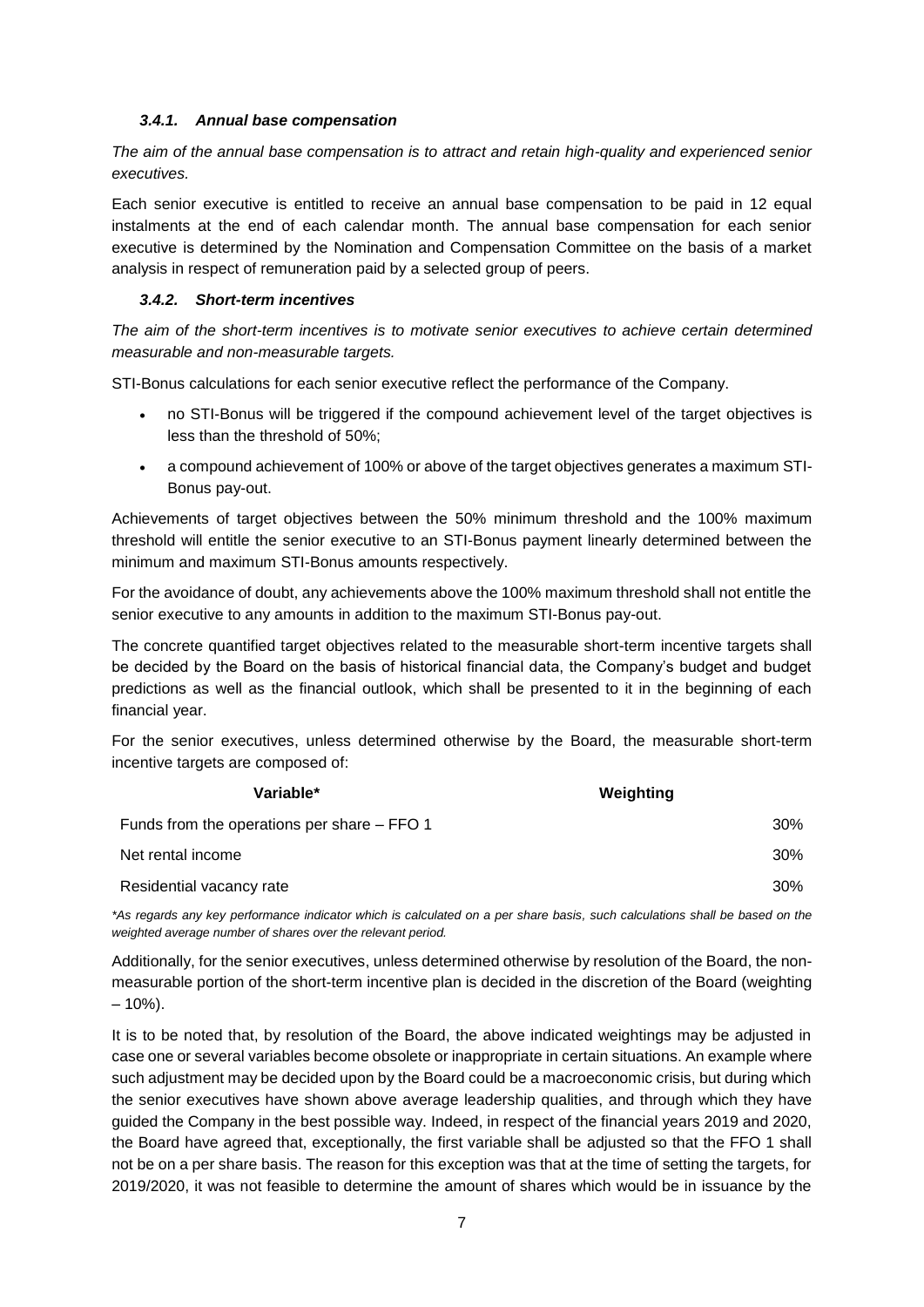#### *3.4.1. Annual base compensation*

*The aim of the annual base compensation is to attract and retain high-quality and experienced senior executives.*

Each senior executive is entitled to receive an annual base compensation to be paid in 12 equal instalments at the end of each calendar month. The annual base compensation for each senior executive is determined by the Nomination and Compensation Committee on the basis of a market analysis in respect of remuneration paid by a selected group of peers.

#### *3.4.2. Short-term incentives*

*The aim of the short-term incentives is to motivate senior executives to achieve certain determined measurable and non-measurable targets.*

STI-Bonus calculations for each senior executive reflect the performance of the Company.

- no STI-Bonus will be triggered if the compound achievement level of the target objectives is less than the threshold of 50%;
- a compound achievement of 100% or above of the target objectives generates a maximum STI-Bonus pay-out.

Achievements of target objectives between the 50% minimum threshold and the 100% maximum threshold will entitle the senior executive to an STI-Bonus payment linearly determined between the minimum and maximum STI-Bonus amounts respectively.

For the avoidance of doubt, any achievements above the 100% maximum threshold shall not entitle the senior executive to any amounts in addition to the maximum STI-Bonus pay-out.

The concrete quantified target objectives related to the measurable short-term incentive targets shall be decided by the Board on the basis of historical financial data, the Company's budget and budget predictions as well as the financial outlook, which shall be presented to it in the beginning of each financial year.

For the senior executives, unless determined otherwise by the Board, the measurable short-term incentive targets are composed of:

| Variable* | Weighting |
|---|---|
| Funds from the operations per share – FFO 1 | 30% |
| Net rental income | 30% |
| Residential vacancy rate | 30% |

*\*As regards any key performance indicator which is calculated on a per share basis, such calculations shall be based on the weighted average number of shares over the relevant period.*

Additionally, for the senior executives, unless determined otherwise by resolution of the Board, the non-measurable portion of the short-term incentive plan is decided in the discretion of the Board (weighting – 10%).

It is to be noted that, by resolution of the Board, the above indicated weightings may be adjusted in case one or several variables become obsolete or inappropriate in certain situations. An example where such adjustment may be decided upon by the Board could be a macroeconomic crisis, but during which the senior executives have shown above average leadership qualities, and through which they have guided the Company in the best possible way. Indeed, in respect of the financial years 2019 and 2020, the Board have agreed that, exceptionally, the first variable shall be adjusted so that the FFO 1 shall not be on a per share basis. The reason for this exception was that at the time of setting the targets, for 2019/2020, it was not feasible to determine the amount of shares which would be in issuance by the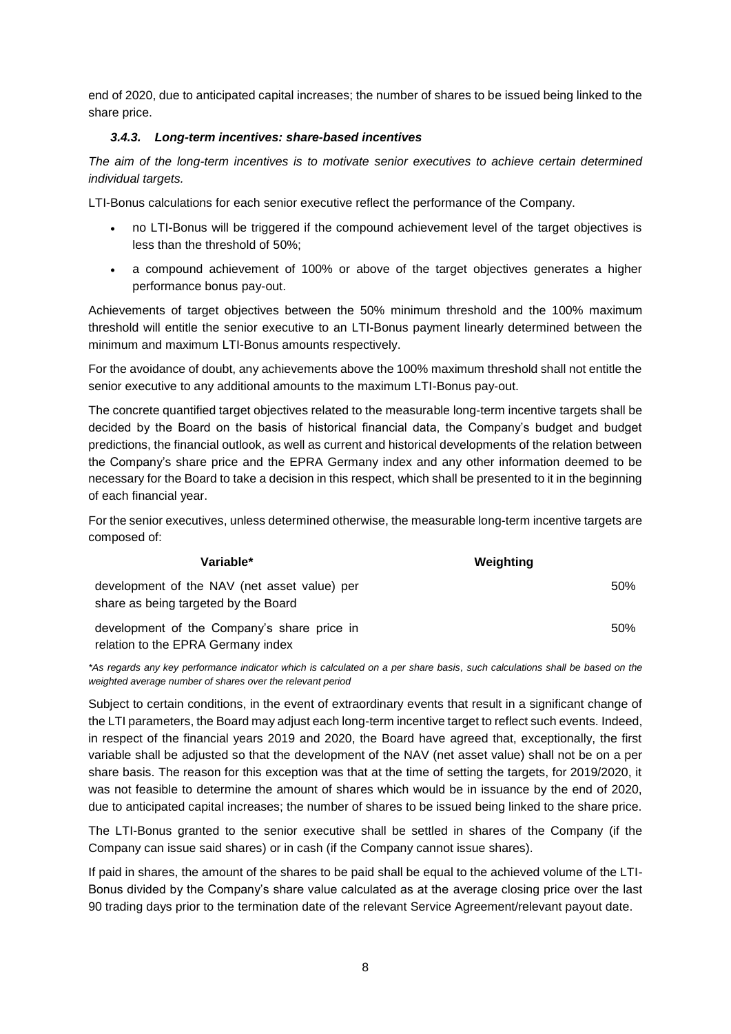end of 2020, due to anticipated capital increases; the number of shares to be issued being linked to the share price.

#### *3.4.3. Long-term incentives: share-based incentives*

*The aim of the long-term incentives is to motivate senior executives to achieve certain determined individual targets.*

LTI-Bonus calculations for each senior executive reflect the performance of the Company.

- no LTI-Bonus will be triggered if the compound achievement level of the target objectives is less than the threshold of 50%;
- a compound achievement of 100% or above of the target objectives generates a higher performance bonus pay-out.

Achievements of target objectives between the 50% minimum threshold and the 100% maximum threshold will entitle the senior executive to an LTI-Bonus payment linearly determined between the minimum and maximum LTI-Bonus amounts respectively.

For the avoidance of doubt, any achievements above the 100% maximum threshold shall not entitle the senior executive to any additional amounts to the maximum LTI-Bonus pay-out.

The concrete quantified target objectives related to the measurable long-term incentive targets shall be decided by the Board on the basis of historical financial data, the Company's budget and budget predictions, the financial outlook, as well as current and historical developments of the relation between the Company's share price and the EPRA Germany index and any other information deemed to be necessary for the Board to take a decision in this respect, which shall be presented to it in the beginning of each financial year.

For the senior executives, unless determined otherwise, the measurable long-term incentive targets are composed of:

| Variable* | Weighting |
|---|---|
| development of the NAV (net asset value) per share as being targeted by the Board | 50% |
| development of the Company's share price in relation to the EPRA Germany index | 50% |

*\*As regards any key performance indicator which is calculated on a per share basis, such calculations shall be based on the weighted average number of shares over the relevant period*

Subject to certain conditions, in the event of extraordinary events that result in a significant change of the LTI parameters, the Board may adjust each long-term incentive target to reflect such events. Indeed, in respect of the financial years 2019 and 2020, the Board have agreed that, exceptionally, the first variable shall be adjusted so that the development of the NAV (net asset value) shall not be on a per share basis. The reason for this exception was that at the time of setting the targets, for 2019/2020, it was not feasible to determine the amount of shares which would be in issuance by the end of 2020, due to anticipated capital increases; the number of shares to be issued being linked to the share price.

The LTI-Bonus granted to the senior executive shall be settled in shares of the Company (if the Company can issue said shares) or in cash (if the Company cannot issue shares).

If paid in shares, the amount of the shares to be paid shall be equal to the achieved volume of the LTI-Bonus divided by the Company's share value calculated as at the average closing price over the last 90 trading days prior to the termination date of the relevant Service Agreement/relevant payout date.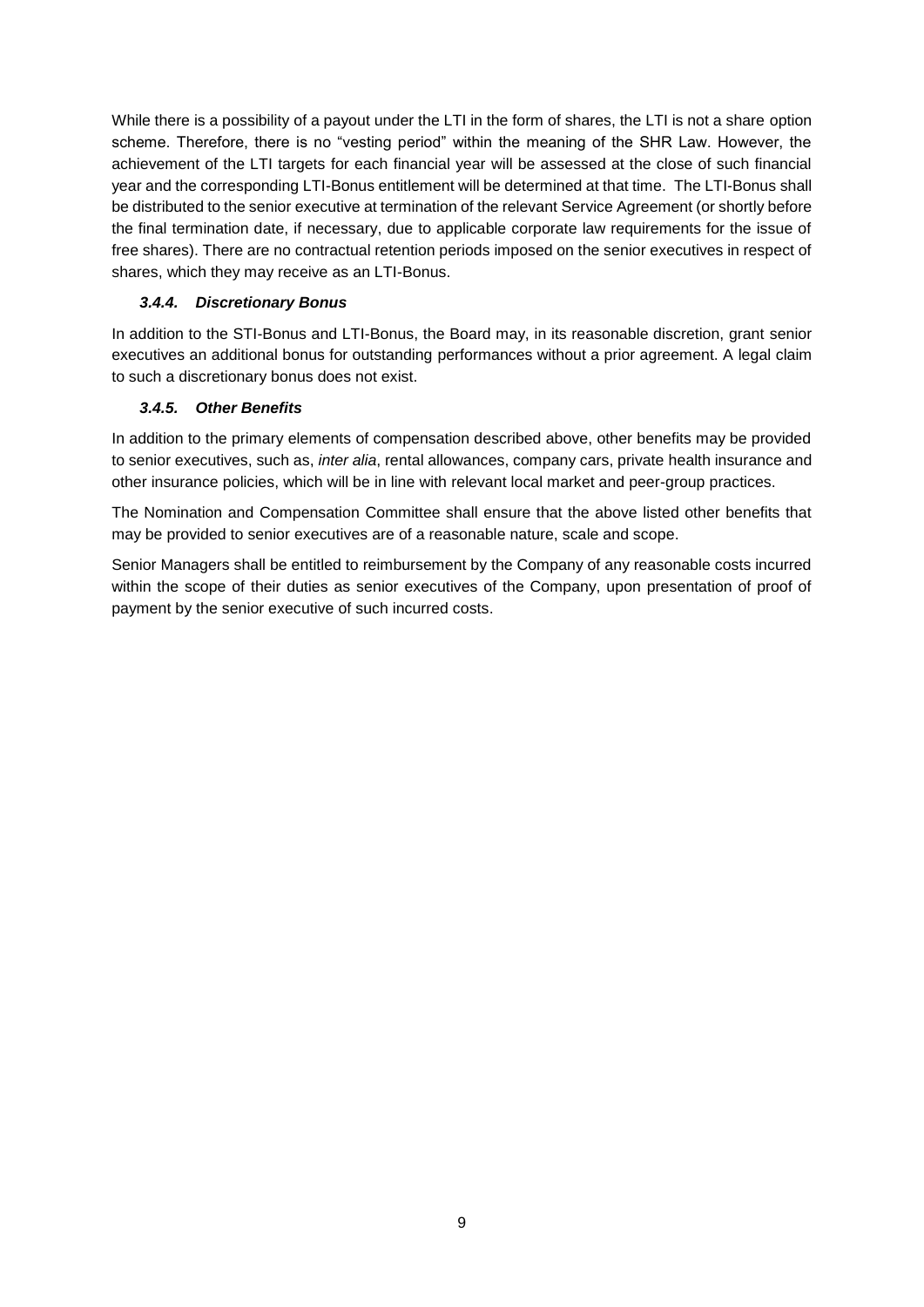While there is a possibility of a payout under the LTI in the form of shares, the LTI is not a share option scheme. Therefore, there is no "vesting period" within the meaning of the SHR Law. However, the achievement of the LTI targets for each financial year will be assessed at the close of such financial year and the corresponding LTI-Bonus entitlement will be determined at that time. The LTI-Bonus shall be distributed to the senior executive at termination of the relevant Service Agreement (or shortly before the final termination date, if necessary, due to applicable corporate law requirements for the issue of free shares). There are no contractual retention periods imposed on the senior executives in respect of shares, which they may receive as an LTI-Bonus.

#### ***3.4.4. Discretionary Bonus***

In addition to the STI-Bonus and LTI-Bonus, the Board may, in its reasonable discretion, grant senior executives an additional bonus for outstanding performances without a prior agreement. A legal claim to such a discretionary bonus does not exist.

#### ***3.4.5. Other Benefits***

In addition to the primary elements of compensation described above, other benefits may be provided to senior executives, such as, *inter alia*, rental allowances, company cars, private health insurance and other insurance policies, which will be in line with relevant local market and peer-group practices.

The Nomination and Compensation Committee shall ensure that the above listed other benefits that may be provided to senior executives are of a reasonable nature, scale and scope.

Senior Managers shall be entitled to reimbursement by the Company of any reasonable costs incurred within the scope of their duties as senior executives of the Company, upon presentation of proof of payment by the senior executive of such incurred costs.